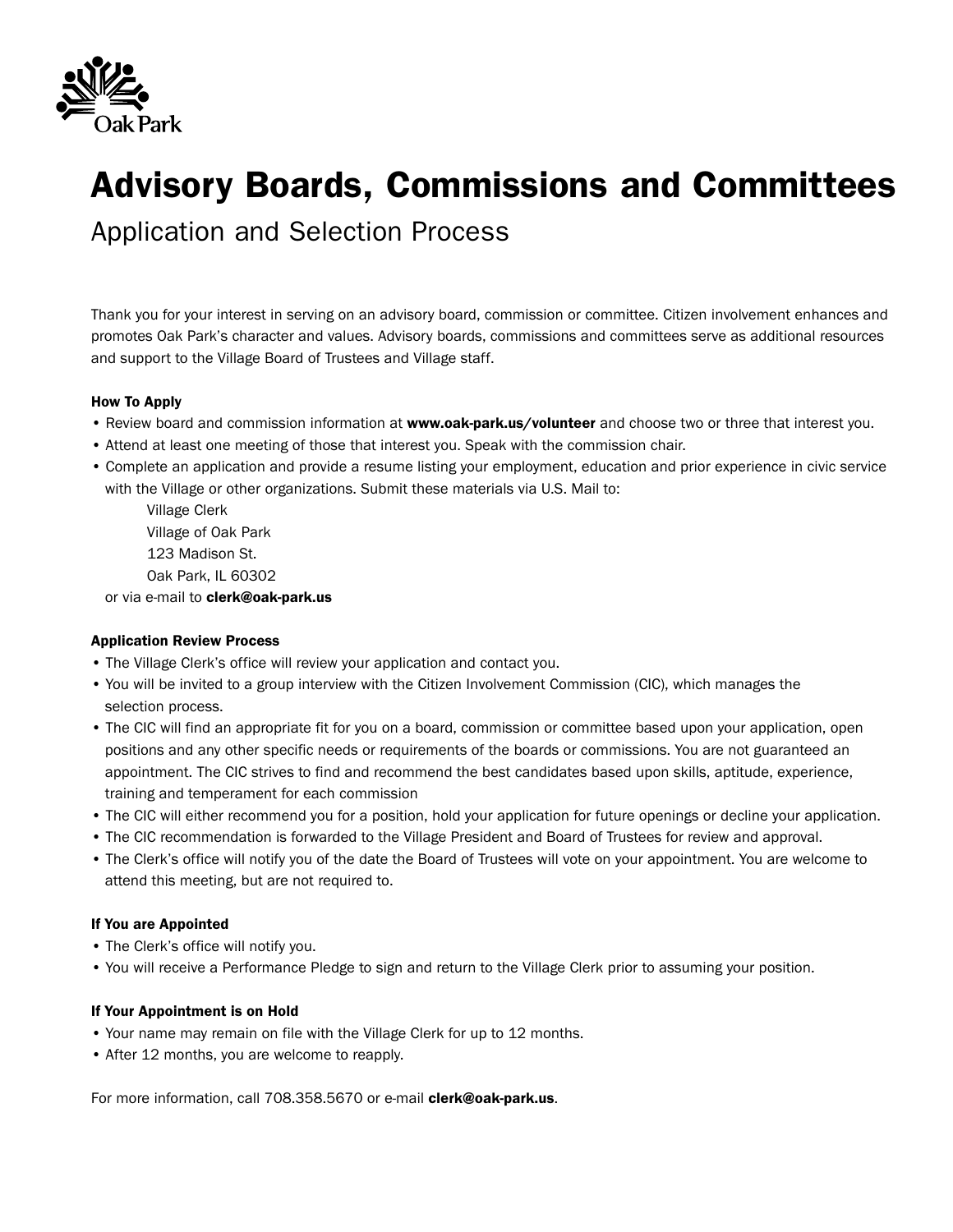Oak Park

# Advisory Boards, Commissions and Committees

## Application and Selection Process

Thank you for your interest in serving on an advisory board, commission or committee. Citizen involvement enhances and promotes Oak Park's character and values. Advisory boards, commissions and committees serve as additional resources and support to the Village Board of Trustees and Village staff.

### How To Apply

- Review board and commission information at **www.oak-park.us/volunteer** and choose two or three that interest you.
- Attend at least one meeting of those that interest you. Speak with the commission chair.
- Complete an application and provide a resume listing your employment, education and prior experience in civic service with the Village or other organizations. Submit these materials via U.S. Mail to:

  Village Clerk
  Village of Oak Park
  123 Madison St.
  Oak Park, IL 60302

  or via e-mail to **clerk@oak-park.us**

### Application Review Process

- The Village Clerk's office will review your application and contact you.
- You will be invited to a group interview with the Citizen Involvement Commission (CIC), which manages the selection process.
- The CIC will find an appropriate fit for you on a board, commission or committee based upon your application, open positions and any other specific needs or requirements of the boards or commissions. You are not guaranteed an appointment. The CIC strives to find and recommend the best candidates based upon skills, aptitude, experience, training and temperament for each commission
- The CIC will either recommend you for a position, hold your application for future openings or decline your application.
- The CIC recommendation is forwarded to the Village President and Board of Trustees for review and approval.
- The Clerk's office will notify you of the date the Board of Trustees will vote on your appointment. You are welcome to attend this meeting, but are not required to.

### If You are Appointed

- The Clerk's office will notify you.
- You will receive a Performance Pledge to sign and return to the Village Clerk prior to assuming your position.

### If Your Appointment is on Hold

- Your name may remain on file with the Village Clerk for up to 12 months.
- After 12 months, you are welcome to reapply.

For more information, call 708.358.5670 or e-mail **clerk@oak-park.us**.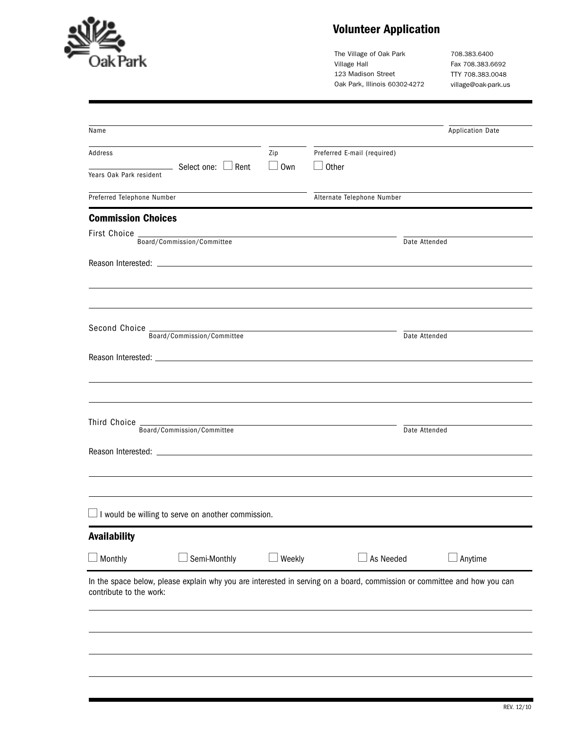Oak Park

# Volunteer Application

The Village of Oak Park
Village Hall
123 Madison Street
Oak Park, Illinois 60302-4272

708.383.6400
Fax 708.383.6692
TTY 708.383.0048
village@oak-park.us

---

Name ______________________________ Application Date ______________

Address ______________________________ Zip ________ Preferred E-mail (required) ______________________________

Years Oak Park resident ________ Select one: ☐ Rent ☐ Own ☐ Other

Preferred Telephone Number ______________________________ Alternate Telephone Number ______________________________

## Commission Choices

First Choice ______________________________ (Board/Commission/Committee) ______________ (Date Attended)

Reason Interested: ______________________________________________________________

______________________________________________________________

______________________________________________________________

Second Choice ______________________________ (Board/Commission/Committee) ______________ (Date Attended)

Reason Interested: ______________________________________________________________

______________________________________________________________

______________________________________________________________

Third Choice ______________________________ (Board/Commission/Committee) ______________ (Date Attended)

Reason Interested: ______________________________________________________________

______________________________________________________________

______________________________________________________________

☐ I would be willing to serve on another commission.

## Availability

☐ Monthly ☐ Semi-Monthly ☐ Weekly ☐ As Needed ☐ Anytime

In the space below, please explain why you are interested in serving on a board, commission or committee and how you can contribute to the work:

______________________________________________________________

______________________________________________________________

______________________________________________________________

______________________________________________________________

REV. 12/10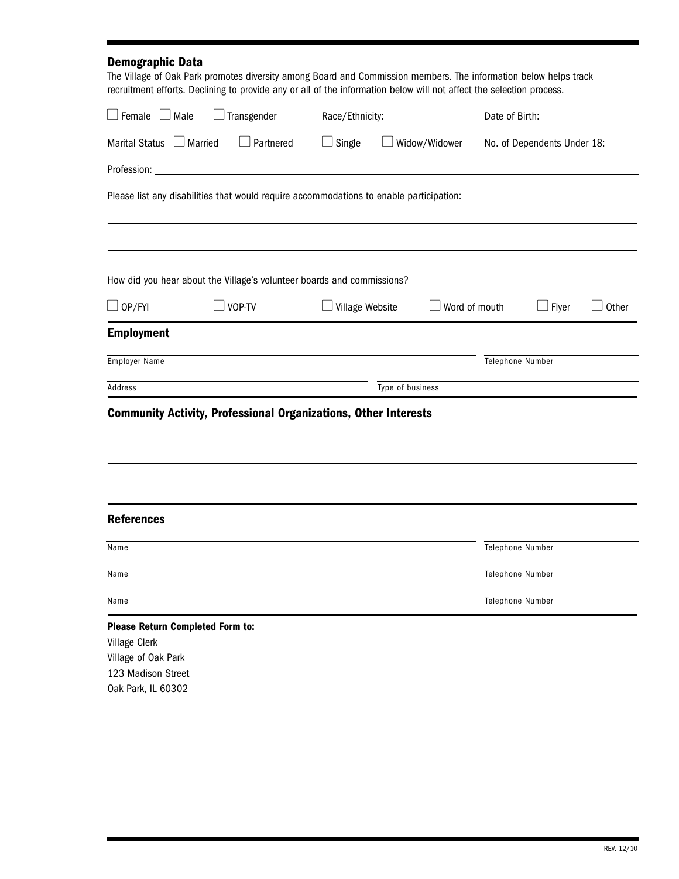## Demographic Data

The Village of Oak Park promotes diversity among Board and Commission members. The information below helps track recruitment efforts. Declining to provide any or all of the information below will not affect the selection process.

☐ Female ☐ Male ☐ Transgender Race/Ethnicity: \_\_\_\_\_\_\_\_\_\_\_\_\_\_\_\_ Date of Birth: \_\_\_\_\_\_\_\_\_\_\_\_\_\_\_\_

Marital Status ☐ Married ☐ Partnered ☐ Single ☐ Widow/Widower No. of Dependents Under 18: \_\_\_\_\_\_

Profession: \_\_\_\_\_\_\_\_\_\_\_\_\_\_\_\_\_\_\_\_\_\_\_\_\_\_\_\_\_\_\_\_\_\_\_\_\_\_\_\_

Please list any disabilities that would require accommodations to enable participation:

\_\_\_\_\_\_\_\_\_\_\_\_\_\_\_\_\_\_\_\_\_\_\_\_\_\_\_\_\_\_\_\_\_\_\_\_\_\_\_\_

\_\_\_\_\_\_\_\_\_\_\_\_\_\_\_\_\_\_\_\_\_\_\_\_\_\_\_\_\_\_\_\_\_\_\_\_\_\_\_\_

How did you hear about the Village's volunteer boards and commissions?

☐ OP/FYI ☐ VOP-TV ☐ Village Website ☐ Word of mouth ☐ Flyer ☐ Other

## Employment

Employer Name \_\_\_\_\_\_\_\_\_\_\_\_\_\_\_\_\_\_\_\_ Telephone Number \_\_\_\_\_\_\_\_\_\_\_\_\_\_\_\_

Address \_\_\_\_\_\_\_\_\_\_\_\_\_\_\_\_\_\_\_\_ Type of business \_\_\_\_\_\_\_\_\_\_\_\_\_\_\_\_

## Community Activity, Professional Organizations, Other Interests

\_\_\_\_\_\_\_\_\_\_\_\_\_\_\_\_\_\_\_\_\_\_\_\_\_\_\_\_\_\_\_\_\_\_\_\_\_\_\_\_

\_\_\_\_\_\_\_\_\_\_\_\_\_\_\_\_\_\_\_\_\_\_\_\_\_\_\_\_\_\_\_\_\_\_\_\_\_\_\_\_

\_\_\_\_\_\_\_\_\_\_\_\_\_\_\_\_\_\_\_\_\_\_\_\_\_\_\_\_\_\_\_\_\_\_\_\_\_\_\_\_

## References

Name \_\_\_\_\_\_\_\_\_\_\_\_\_\_\_\_\_\_\_\_ Telephone Number \_\_\_\_\_\_\_\_\_\_\_\_\_\_\_\_

Name \_\_\_\_\_\_\_\_\_\_\_\_\_\_\_\_\_\_\_\_ Telephone Number \_\_\_\_\_\_\_\_\_\_\_\_\_\_\_\_

Name \_\_\_\_\_\_\_\_\_\_\_\_\_\_\_\_\_\_\_\_ Telephone Number \_\_\_\_\_\_\_\_\_\_\_\_\_\_\_\_

**Please Return Completed Form to:**

Village Clerk
Village of Oak Park
123 Madison Street
Oak Park, IL 60302

REV. 12/10